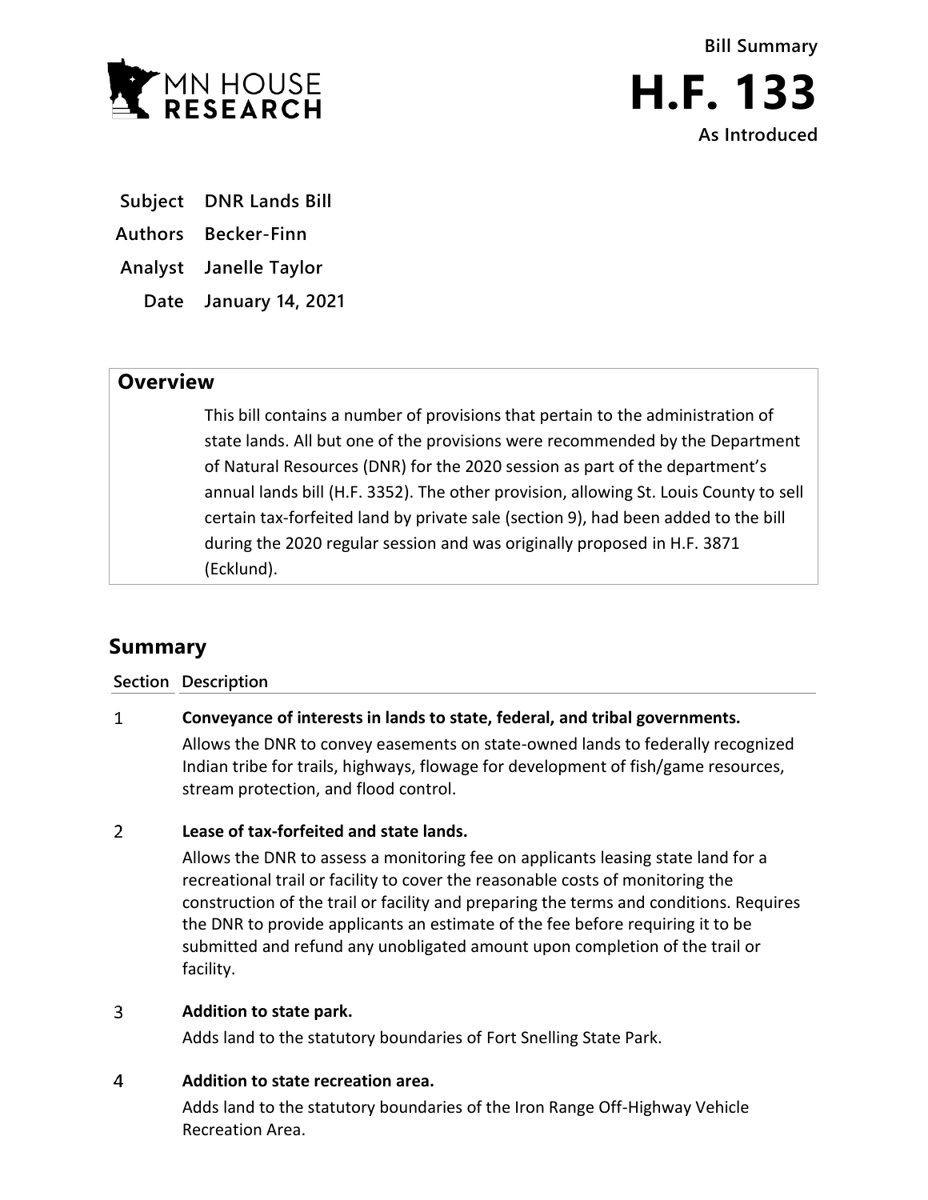Bill Summary

# H.F. 133

As Introduced

**Subject** DNR Lands Bill

**Authors** Becker-Finn

**Analyst** Janelle Taylor

**Date** January 14, 2021

## Overview

This bill contains a number of provisions that pertain to the administration of state lands. All but one of the provisions were recommended by the Department of Natural Resources (DNR) for the 2020 session as part of the department's annual lands bill (H.F. 3352). The other provision, allowing St. Louis County to sell certain tax-forfeited land by private sale (section 9), had been added to the bill during the 2020 regular session and was originally proposed in H.F. 3871 (Ecklund).

## Summary

| Section | Description |
|---|---|
| 1 | **Conveyance of interests in lands to state, federal, and tribal governments.** Allows the DNR to convey easements on state-owned lands to federally recognized Indian tribe for trails, highways, flowage for development of fish/game resources, stream protection, and flood control. |
| 2 | **Lease of tax-forfeited and state lands.** Allows the DNR to assess a monitoring fee on applicants leasing state land for a recreational trail or facility to cover the reasonable costs of monitoring the construction of the trail or facility and preparing the terms and conditions. Requires the DNR to provide applicants an estimate of the fee before requiring it to be submitted and refund any unobligated amount upon completion of the trail or facility. |
| 3 | **Addition to state park.** Adds land to the statutory boundaries of Fort Snelling State Park. |
| 4 | **Addition to state recreation area.** Adds land to the statutory boundaries of the Iron Range Off-Highway Vehicle Recreation Area. |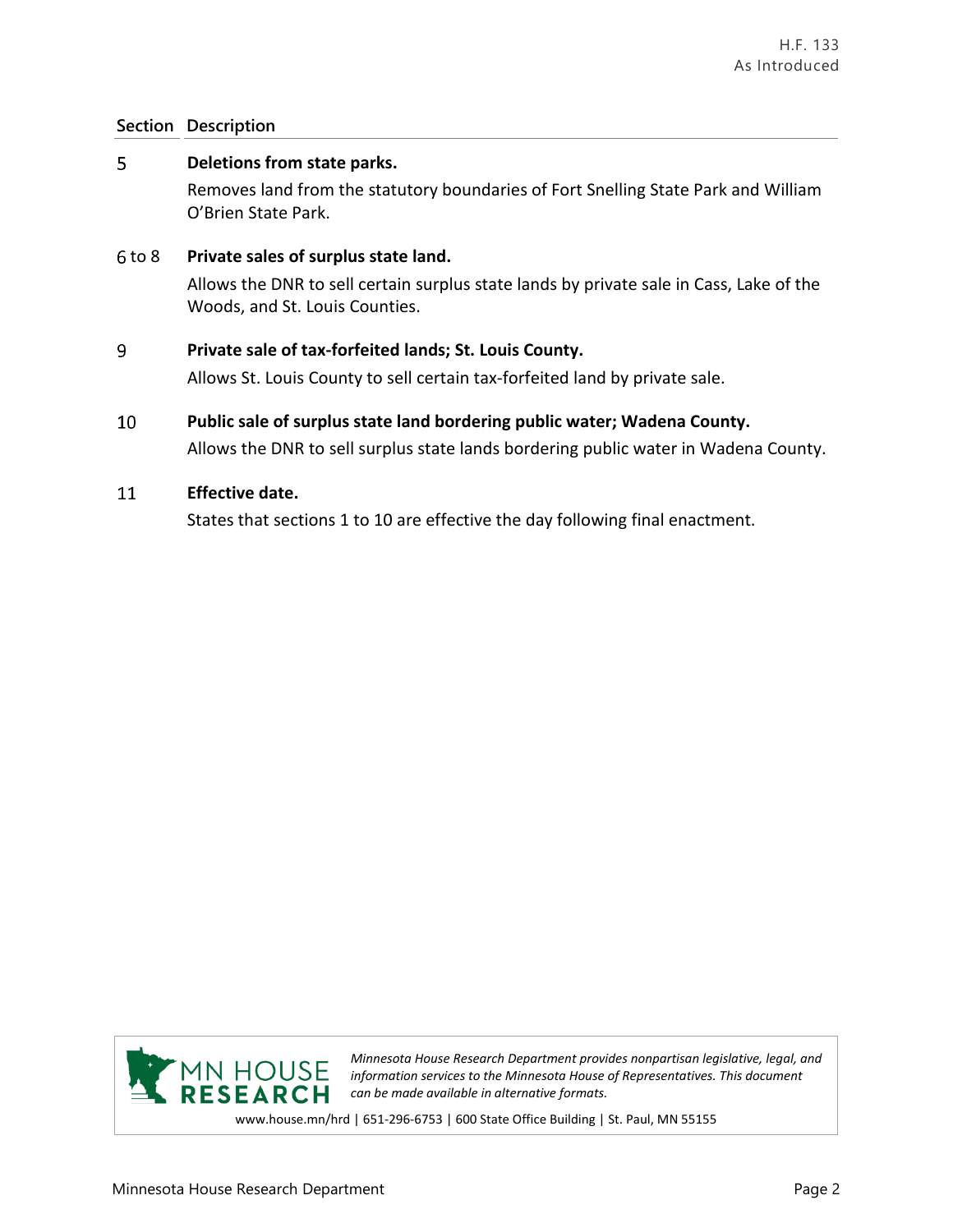| Section | Description |
| --- | --- |
| 5 | **Deletions from state parks.**<br>Removes land from the statutory boundaries of Fort Snelling State Park and William O'Brien State Park. |
| 6 to 8 | **Private sales of surplus state land.**<br>Allows the DNR to sell certain surplus state lands by private sale in Cass, Lake of the Woods, and St. Louis Counties. |
| 9 | **Private sale of tax-forfeited lands; St. Louis County.**<br>Allows St. Louis County to sell certain tax-forfeited land by private sale. |
| 10 | **Public sale of surplus state land bordering public water; Wadena County.**<br>Allows the DNR to sell surplus state lands bordering public water in Wadena County. |
| 11 | **Effective date.**<br>States that sections 1 to 10 are effective the day following final enactment. |

MN HOUSE RESEARCH

*Minnesota House Research Department provides nonpartisan legislative, legal, and information services to the Minnesota House of Representatives. This document can be made available in alternative formats.*

www.house.mn/hrd | 651-296-6753 | 600 State Office Building | St. Paul, MN 55155